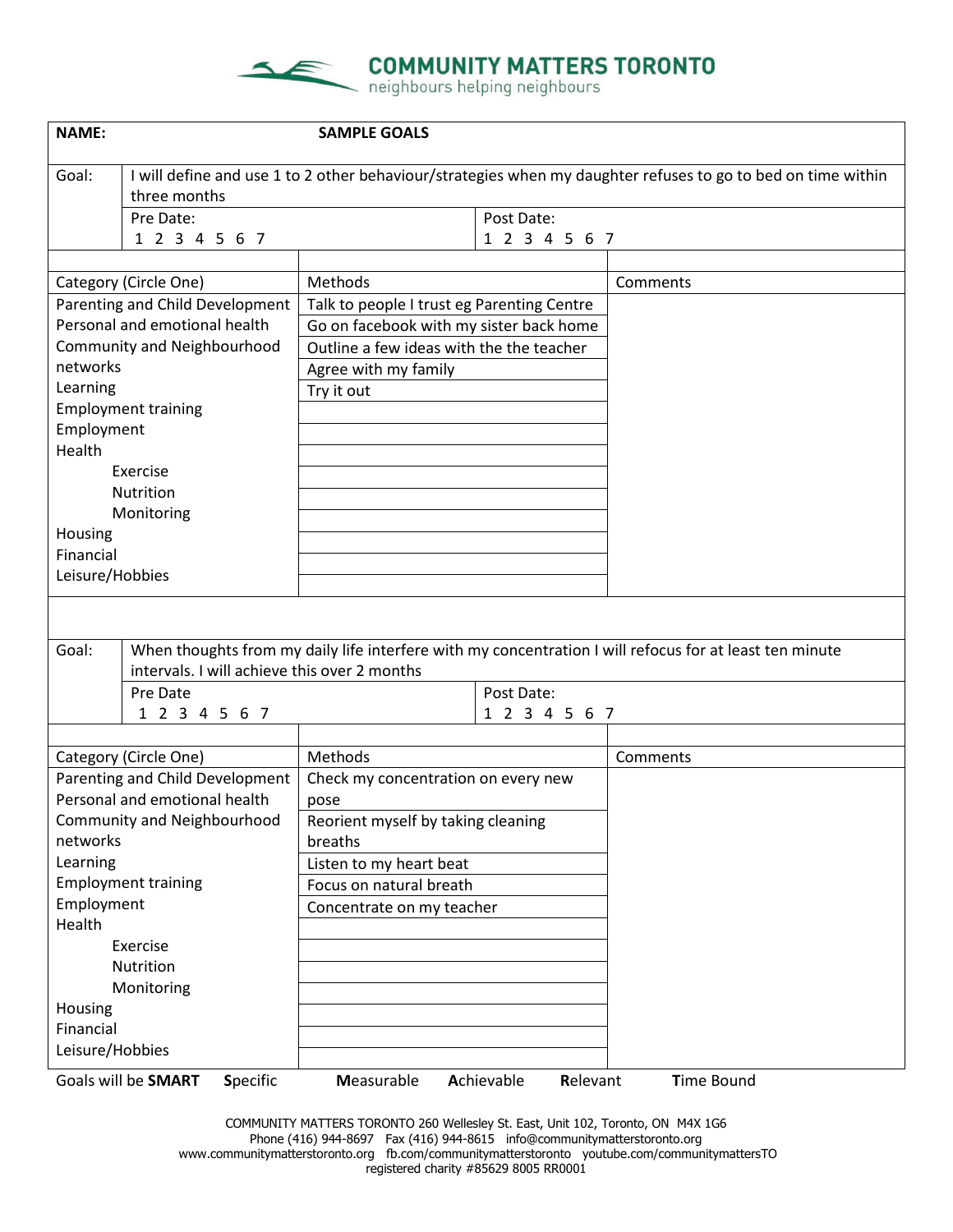# COMMUNITY MATTERS TORONTO

neighbours helping neighbours

**NAME:** **SAMPLE GOALS**

| Goal: | I will define and use 1 to 2 other behaviour/strategies when my daughter refuses to go to bed on time within three months | |
|---|---|---|
| | Pre Date:<br>1 2 3 4 5 6 7 | Post Date:<br>1 2 3 4 5 6 7 |

| Category (Circle One) | Methods | Comments |
|---|---|---|
| Parenting and Child Development | Talk to people I trust eg Parenting Centre | |
| Personal and emotional health | Go on facebook with my sister back home | |
| Community and Neighbourhood networks | Outline a few ideas with the the teacher | |
| Learning | Agree with my family | |
| Employment training | Try it out | |
| Employment | | |
| Health | | |
| Exercise | | |
| Nutrition | | |
| Monitoring | | |
| Housing | | |
| Financial | | |
| Leisure/Hobbies | | |

| Goal: | When thoughts from my daily life interfere with my concentration I will refocus for at least ten minute intervals. I will achieve this over 2 months | |
|---|---|---|
| | Pre Date<br>1 2 3 4 5 6 7 | Post Date:<br>1 2 3 4 5 6 7 |

| Category (Circle One) | Methods | Comments |
|---|---|---|
| Parenting and Child Development | Check my concentration on every new pose | |
| Personal and emotional health | Reorient myself by taking cleaning breaths | |
| Community and Neighbourhood networks | Listen to my heart beat | |
| Learning | Focus on natural breath | |
| Employment training | Concentrate on my teacher | |
| Employment | | |
| Health | | |
| Exercise | | |
| Nutrition | | |
| Monitoring | | |
| Housing | | |
| Financial | | |
| Leisure/Hobbies | | |

Goals will be **SMART** **S**pecific **M**easurable **A**chievable **R**elevant **T**ime Bound

COMMUNITY MATTERS TORONTO 260 Wellesley St. East, Unit 102, Toronto, ON M4X 1G6
Phone (416) 944-8697 Fax (416) 944-8615 info@communitymatterstoronto.org
www.communitymatterstoronto.org fb.com/communitymatterstoronto youtube.com/communitymattersTO
registered charity #85629 8005 RR0001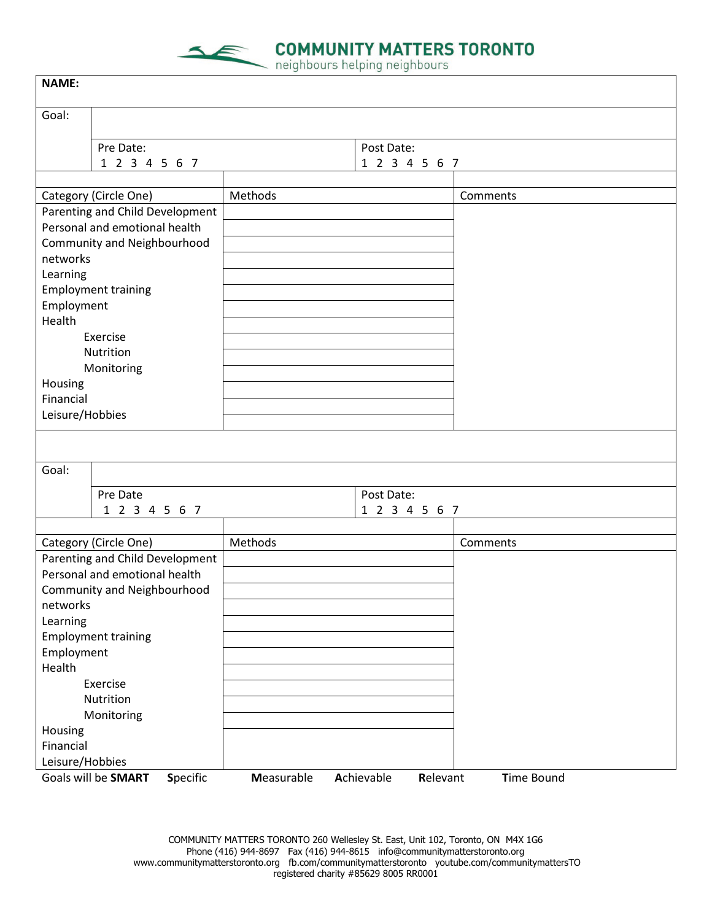# COMMUNITY MATTERS TORONTO

neighbours helping neighbours

**NAME:**

| | | |
|---|---|---|
| Goal: | | |
| | Pre Date: 1 2 3 4 5 6 7 | Post Date: 1 2 3 4 5 6 7 |

| Category (Circle One) | Methods | Comments |
|---|---|---|
| Parenting and Child Development | | |
| Personal and emotional health | | |
| Community and Neighbourhood networks | | |
| Learning | | |
| Employment training | | |
| Employment | | |
| Health | | |
| Exercise | | |
| Nutrition | | |
| Monitoring | | |
| Housing | | |
| Financial | | |
| Leisure/Hobbies | | |

| | | |
|---|---|---|
| Goal: | | |
| | Pre Date 1 2 3 4 5 6 7 | Post Date: 1 2 3 4 5 6 7 |

| Category (Circle One) | Methods | Comments |
|---|---|---|
| Parenting and Child Development | | |
| Personal and emotional health | | |
| Community and Neighbourhood networks | | |
| Learning | | |
| Employment training | | |
| Employment | | |
| Health | | |
| Exercise | | |
| Nutrition | | |
| Monitoring | | |
| Housing | | |
| Financial | | |
| Leisure/Hobbies | | |

Goals will be **SMART** **S**pecific **M**easurable **A**chievable **R**elevant **T**ime Bound

COMMUNITY MATTERS TORONTO 260 Wellesley St. East, Unit 102, Toronto, ON M4X 1G6
Phone (416) 944-8697 Fax (416) 944-8615 info@communitymatterstoronto.org
www.communitymatterstoronto.org fb.com/communitymatterstoronto youtube.com/communitymattersTO
registered charity #85629 8005 RR0001